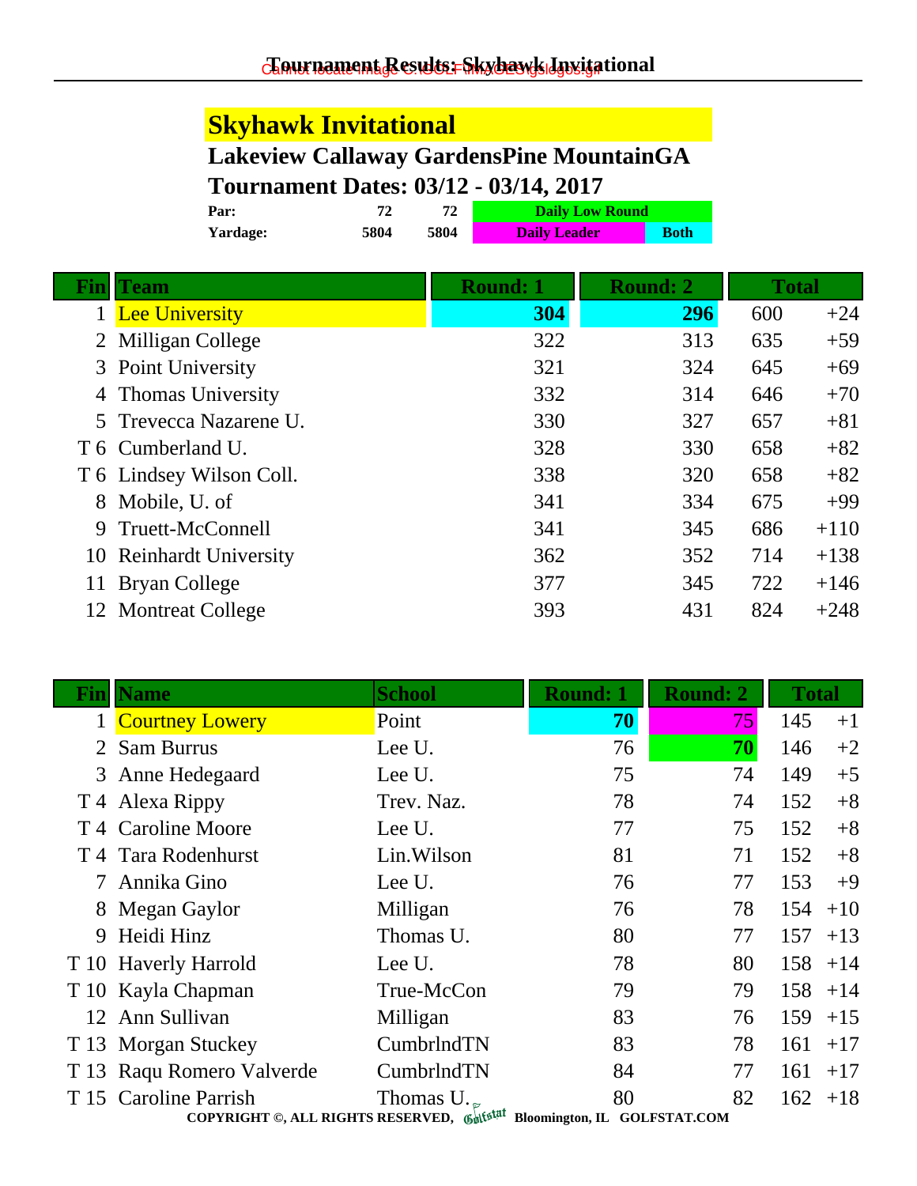# Tournament Results: Skyhawk Invitational

## Skyhawk Invitational

**Lakeview Callaway GardensPine MountainGA**

**Tournament Dates: 03/12 - 03/14, 2017**

| | | | | |
|---|---|---|---|---|
| **Par:** | 72 | 72 | **Daily Low Round** | |
| **Yardage:** | 5804 | 5804 | **Daily Leader** | **Both** |

| Fin | Team | Round: 1 | Round: 2 | Total | |
|---|---|---|---|---|---|
| 1 | Lee University | **304** | **296** | 600 | +24 |
| 2 | Milligan College | 322 | 313 | 635 | +59 |
| 3 | Point University | 321 | 324 | 645 | +69 |
| 4 | Thomas University | 332 | 314 | 646 | +70 |
| 5 | Trevecca Nazarene U. | 330 | 327 | 657 | +81 |
| T 6 | Cumberland U. | 328 | 330 | 658 | +82 |
| T 6 | Lindsey Wilson Coll. | 338 | 320 | 658 | +82 |
| 8 | Mobile, U. of | 341 | 334 | 675 | +99 |
| 9 | Truett-McConnell | 341 | 345 | 686 | +110 |
| 10 | Reinhardt University | 362 | 352 | 714 | +138 |
| 11 | Bryan College | 377 | 345 | 722 | +146 |
| 12 | Montreat College | 393 | 431 | 824 | +248 |

| Fin | Name | School | Round: 1 | Round: 2 | Total | |
|---|---|---|---|---|---|---|
| 1 | Courtney Lowery | Point | **70** | 75 | 145 | +1 |
| 2 | Sam Burrus | Lee U. | 76 | **70** | 146 | +2 |
| 3 | Anne Hedegaard | Lee U. | 75 | 74 | 149 | +5 |
| T 4 | Alexa Rippy | Trev. Naz. | 78 | 74 | 152 | +8 |
| T 4 | Caroline Moore | Lee U. | 77 | 75 | 152 | +8 |
| T 4 | Tara Rodenhurst | Lin.Wilson | 81 | 71 | 152 | +8 |
| 7 | Annika Gino | Lee U. | 76 | 77 | 153 | +9 |
| 8 | Megan Gaylor | Milligan | 76 | 78 | 154 | +10 |
| 9 | Heidi Hinz | Thomas U. | 80 | 77 | 157 | +13 |
| T 10 | Haverly Harrold | Lee U. | 78 | 80 | 158 | +14 |
| T 10 | Kayla Chapman | True-McCon | 79 | 79 | 158 | +14 |
| 12 | Ann Sullivan | Milligan | 83 | 76 | 159 | +15 |
| T 13 | Morgan Stuckey | CumbrlndTN | 83 | 78 | 161 | +17 |
| T 13 | Raqu Romero Valverde | CumbrlndTN | 84 | 77 | 161 | +17 |
| T 15 | Caroline Parrish | Thomas U. | 80 | 82 | 162 | +18 |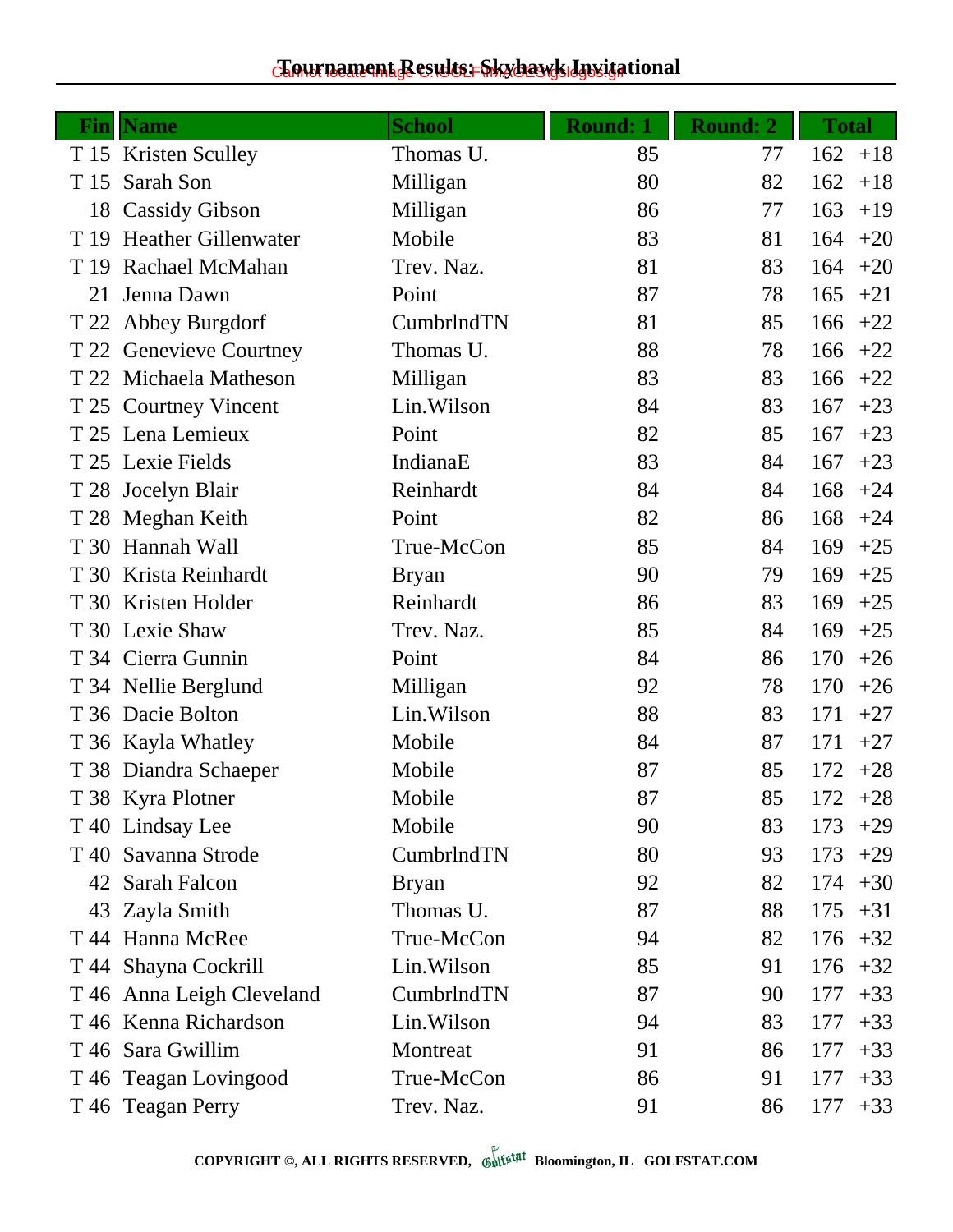# Tournament Results: Skyhawk Invitational

| Fin | Name | School | Round: 1 | Round: 2 | Total | |
|---|---|---|---|---|---|---|
| T 15 | Kristen Sculley | Thomas U. | 85 | 77 | 162 | +18 |
| T 15 | Sarah Son | Milligan | 80 | 82 | 162 | +18 |
| 18 | Cassidy Gibson | Milligan | 86 | 77 | 163 | +19 |
| T 19 | Heather Gillenwater | Mobile | 83 | 81 | 164 | +20 |
| T 19 | Rachael McMahan | Trev. Naz. | 81 | 83 | 164 | +20 |
| 21 | Jenna Dawn | Point | 87 | 78 | 165 | +21 |
| T 22 | Abbey Burgdorf | CumbrlndTN | 81 | 85 | 166 | +22 |
| T 22 | Genevieve Courtney | Thomas U. | 88 | 78 | 166 | +22 |
| T 22 | Michaela Matheson | Milligan | 83 | 83 | 166 | +22 |
| T 25 | Courtney Vincent | Lin.Wilson | 84 | 83 | 167 | +23 |
| T 25 | Lena Lemieux | Point | 82 | 85 | 167 | +23 |
| T 25 | Lexie Fields | IndianaE | 83 | 84 | 167 | +23 |
| T 28 | Jocelyn Blair | Reinhardt | 84 | 84 | 168 | +24 |
| T 28 | Meghan Keith | Point | 82 | 86 | 168 | +24 |
| T 30 | Hannah Wall | True-McCon | 85 | 84 | 169 | +25 |
| T 30 | Krista Reinhardt | Bryan | 90 | 79 | 169 | +25 |
| T 30 | Kristen Holder | Reinhardt | 86 | 83 | 169 | +25 |
| T 30 | Lexie Shaw | Trev. Naz. | 85 | 84 | 169 | +25 |
| T 34 | Cierra Gunnin | Point | 84 | 86 | 170 | +26 |
| T 34 | Nellie Berglund | Milligan | 92 | 78 | 170 | +26 |
| T 36 | Dacie Bolton | Lin.Wilson | 88 | 83 | 171 | +27 |
| T 36 | Kayla Whatley | Mobile | 84 | 87 | 171 | +27 |
| T 38 | Diandra Schaeper | Mobile | 87 | 85 | 172 | +28 |
| T 38 | Kyra Plotner | Mobile | 87 | 85 | 172 | +28 |
| T 40 | Lindsay Lee | Mobile | 90 | 83 | 173 | +29 |
| T 40 | Savanna Strode | CumbrlndTN | 80 | 93 | 173 | +29 |
| 42 | Sarah Falcon | Bryan | 92 | 82 | 174 | +30 |
| 43 | Zayla Smith | Thomas U. | 87 | 88 | 175 | +31 |
| T 44 | Hanna McRee | True-McCon | 94 | 82 | 176 | +32 |
| T 44 | Shayna Cockrill | Lin.Wilson | 85 | 91 | 176 | +32 |
| T 46 | Anna Leigh Cleveland | CumbrlndTN | 87 | 90 | 177 | +33 |
| T 46 | Kenna Richardson | Lin.Wilson | 94 | 83 | 177 | +33 |
| T 46 | Sara Gwillim | Montreat | 91 | 86 | 177 | +33 |
| T 46 | Teagan Lovingood | True-McCon | 86 | 91 | 177 | +33 |
| T 46 | Teagan Perry | Trev. Naz. | 91 | 86 | 177 | +33 |

COPYRIGHT ©, ALL RIGHTS RESERVED, Golfstat Bloomington, IL GOLFSTAT.COM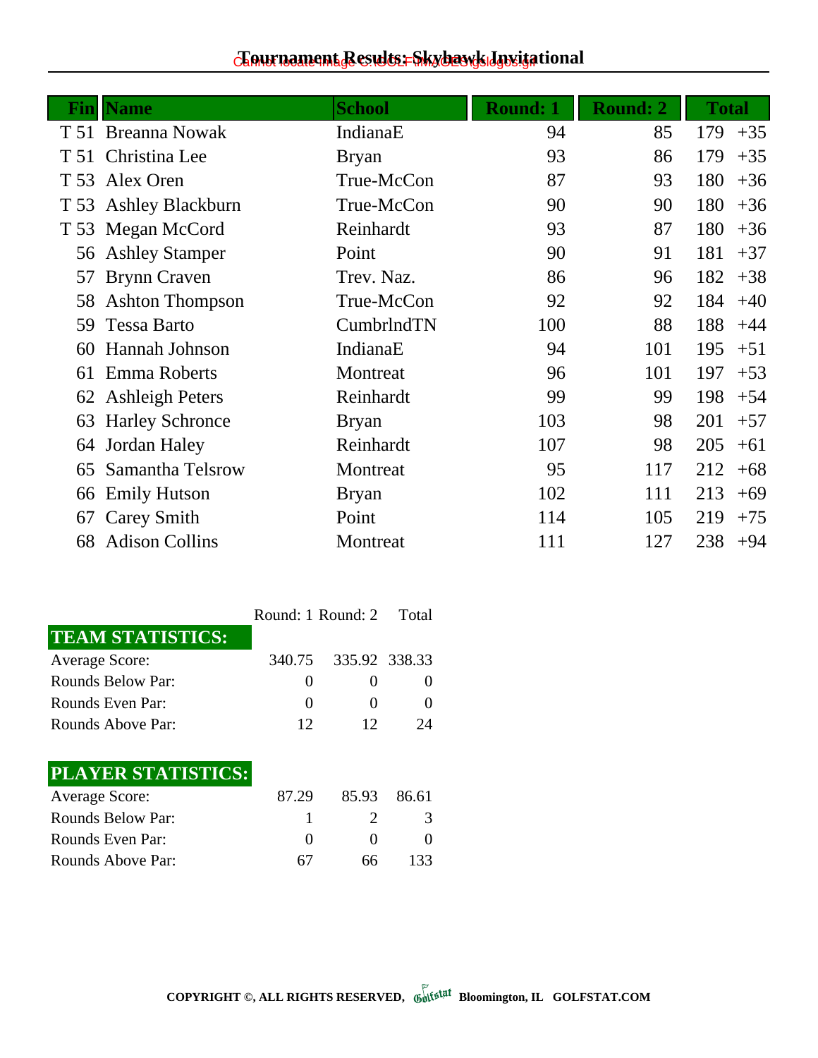# Tournament Results: Skyhawk Invitational

| Fin | Name | School | Round: 1 | Round: 2 | Total | |
|---|---|---|---|---|---|---|
| T 51 | Breanna Nowak | IndianaE | 94 | 85 | 179 | +35 |
| T 51 | Christina Lee | Bryan | 93 | 86 | 179 | +35 |
| T 53 | Alex Oren | True-McCon | 87 | 93 | 180 | +36 |
| T 53 | Ashley Blackburn | True-McCon | 90 | 90 | 180 | +36 |
| T 53 | Megan McCord | Reinhardt | 93 | 87 | 180 | +36 |
| 56 | Ashley Stamper | Point | 90 | 91 | 181 | +37 |
| 57 | Brynn Craven | Trev. Naz. | 86 | 96 | 182 | +38 |
| 58 | Ashton Thompson | True-McCon | 92 | 92 | 184 | +40 |
| 59 | Tessa Barto | CumbrlndTN | 100 | 88 | 188 | +44 |
| 60 | Hannah Johnson | IndianaE | 94 | 101 | 195 | +51 |
| 61 | Emma Roberts | Montreat | 96 | 101 | 197 | +53 |
| 62 | Ashleigh Peters | Reinhardt | 99 | 99 | 198 | +54 |
| 63 | Harley Schronce | Bryan | 103 | 98 | 201 | +57 |
| 64 | Jordan Haley | Reinhardt | 107 | 98 | 205 | +61 |
| 65 | Samantha Telsrow | Montreat | 95 | 117 | 212 | +68 |
| 66 | Emily Hutson | Bryan | 102 | 111 | 213 | +69 |
| 67 | Carey Smith | Point | 114 | 105 | 219 | +75 |
| 68 | Adison Collins | Montreat | 111 | 127 | 238 | +94 |

| TEAM STATISTICS: | Round: 1 | Round: 2 | Total |
|---|---|---|---|
| Average Score: | 340.75 | 335.92 | 338.33 |
| Rounds Below Par: | 0 | 0 | 0 |
| Rounds Even Par: | 0 | 0 | 0 |
| Rounds Above Par: | 12 | 12 | 24 |

| PLAYER STATISTICS: | Round: 1 | Round: 2 | Total |
|---|---|---|---|
| Average Score: | 87.29 | 85.93 | 86.61 |
| Rounds Below Par: | 1 | 2 | 3 |
| Rounds Even Par: | 0 | 0 | 0 |
| Rounds Above Par: | 67 | 66 | 133 |

COPYRIGHT ©, ALL RIGHTS RESERVED, Golfstat Bloomington, IL GOLFSTAT.COM